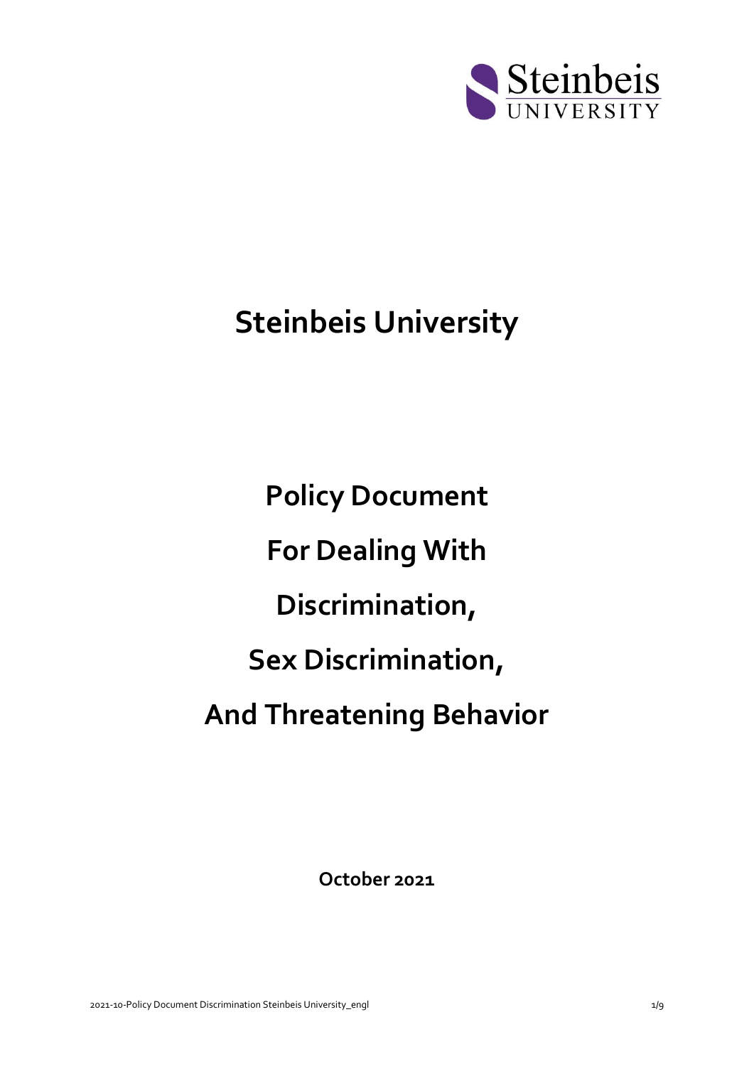# Steinbeis University

# Policy Document For Dealing With Discrimination, Sex Discrimination, And Threatening Behavior

**October 2021**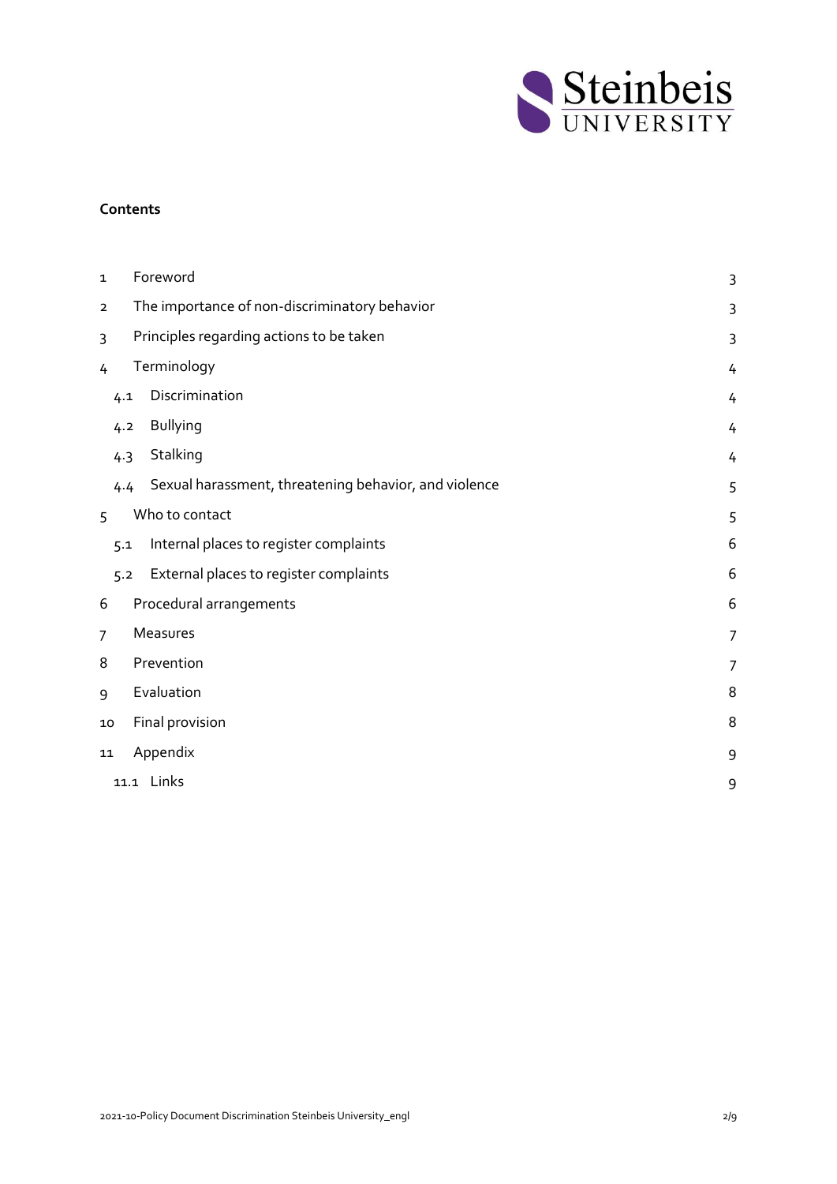**Contents**

| | | |
|---|---|---|
| 1 | Foreword | 3 |
| 2 | The importance of non-discriminatory behavior | 3 |
| 3 | Principles regarding actions to be taken | 3 |
| 4 | Terminology | 4 |
| 4.1 | Discrimination | 4 |
| 4.2 | Bullying | 4 |
| 4.3 | Stalking | 4 |
| 4.4 | Sexual harassment, threatening behavior, and violence | 5 |
| 5 | Who to contact | 5 |
| 5.1 | Internal places to register complaints | 6 |
| 5.2 | External places to register complaints | 6 |
| 6 | Procedural arrangements | 6 |
| 7 | Measures | 7 |
| 8 | Prevention | 7 |
| 9 | Evaluation | 8 |
| 10 | Final provision | 8 |
| 11 | Appendix | 9 |
| 11.1 | Links | 9 |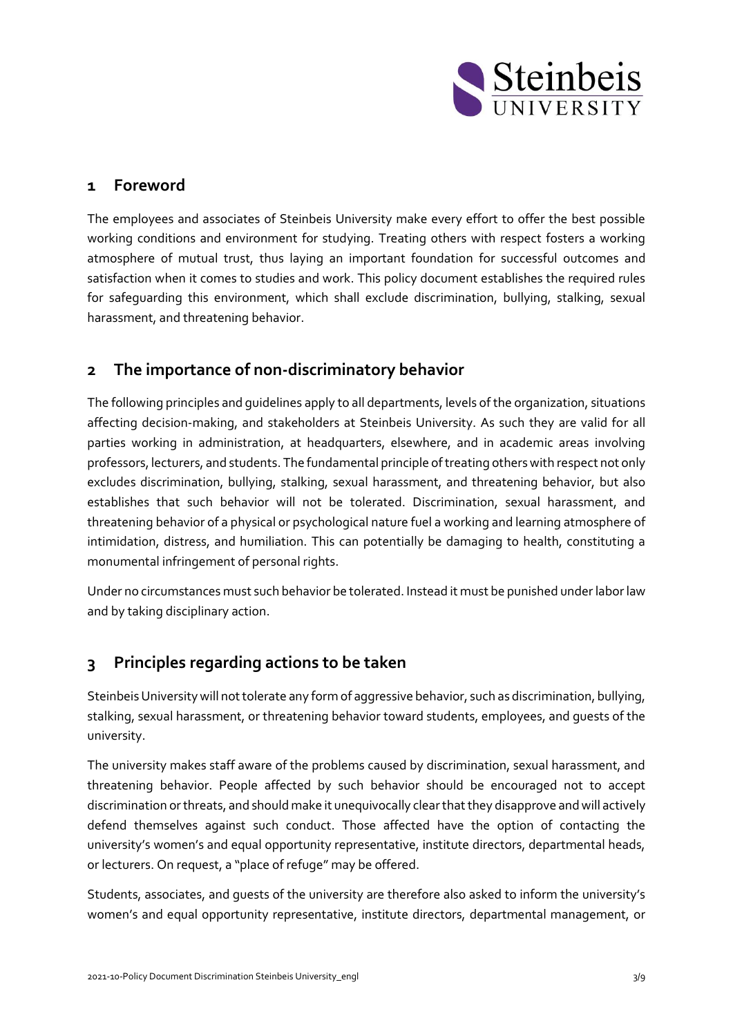## 1 Foreword

The employees and associates of Steinbeis University make every effort to offer the best possible working conditions and environment for studying. Treating others with respect fosters a working atmosphere of mutual trust, thus laying an important foundation for successful outcomes and satisfaction when it comes to studies and work. This policy document establishes the required rules for safeguarding this environment, which shall exclude discrimination, bullying, stalking, sexual harassment, and threatening behavior.

## 2 The importance of non-discriminatory behavior

The following principles and guidelines apply to all departments, levels of the organization, situations affecting decision-making, and stakeholders at Steinbeis University. As such they are valid for all parties working in administration, at headquarters, elsewhere, and in academic areas involving professors, lecturers, and students. The fundamental principle of treating others with respect not only excludes discrimination, bullying, stalking, sexual harassment, and threatening behavior, but also establishes that such behavior will not be tolerated. Discrimination, sexual harassment, and threatening behavior of a physical or psychological nature fuel a working and learning atmosphere of intimidation, distress, and humiliation. This can potentially be damaging to health, constituting a monumental infringement of personal rights.

Under no circumstances must such behavior be tolerated. Instead it must be punished under labor law and by taking disciplinary action.

## 3 Principles regarding actions to be taken

Steinbeis University will not tolerate any form of aggressive behavior, such as discrimination, bullying, stalking, sexual harassment, or threatening behavior toward students, employees, and guests of the university.

The university makes staff aware of the problems caused by discrimination, sexual harassment, and threatening behavior. People affected by such behavior should be encouraged not to accept discrimination or threats, and should make it unequivocally clear that they disapprove and will actively defend themselves against such conduct. Those affected have the option of contacting the university's women's and equal opportunity representative, institute directors, departmental heads, or lecturers. On request, a "place of refuge" may be offered.

Students, associates, and guests of the university are therefore also asked to inform the university's women's and equal opportunity representative, institute directors, departmental management, or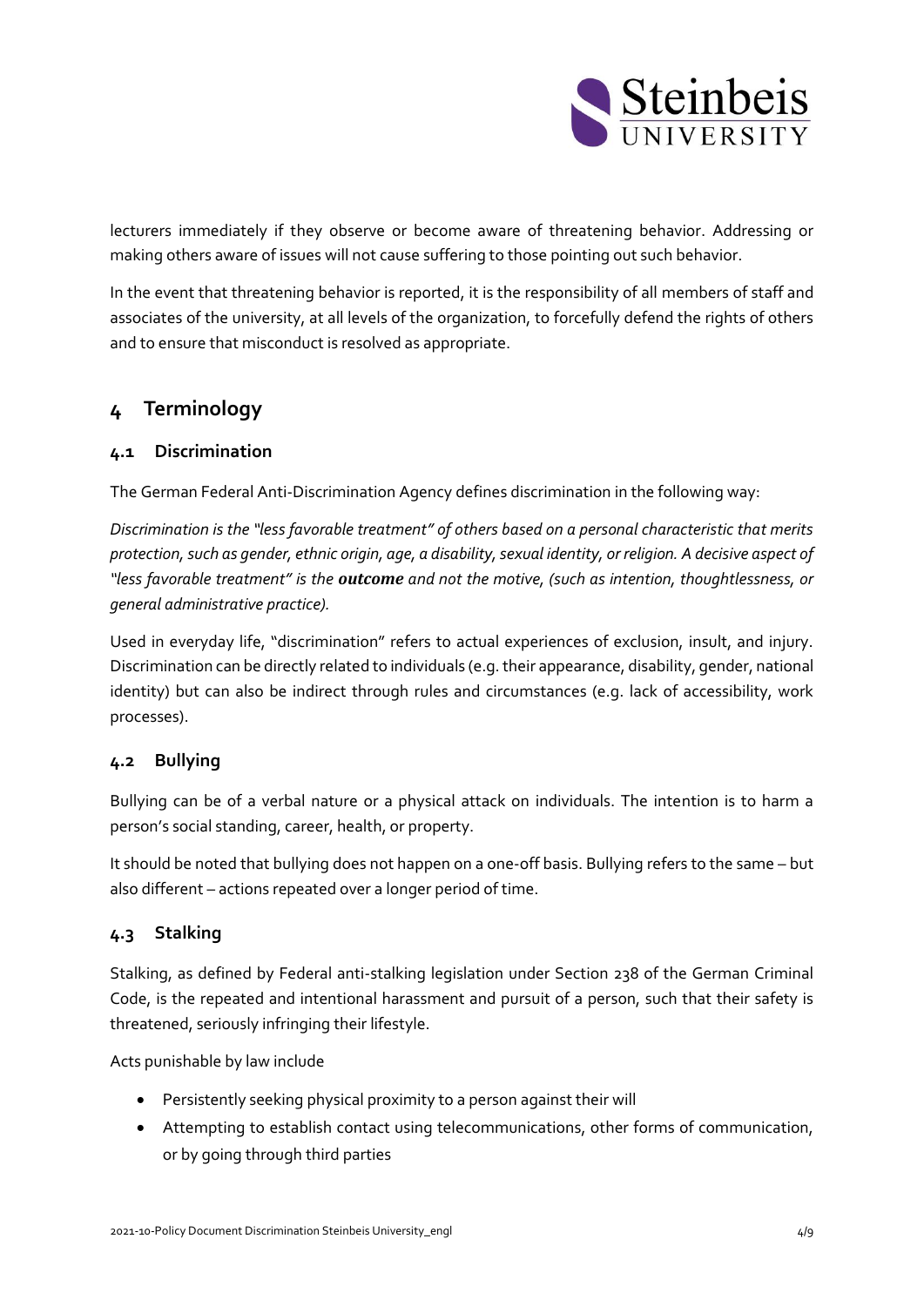lecturers immediately if they observe or become aware of threatening behavior. Addressing or making others aware of issues will not cause suffering to those pointing out such behavior.

In the event that threatening behavior is reported, it is the responsibility of all members of staff and associates of the university, at all levels of the organization, to forcefully defend the rights of others and to ensure that misconduct is resolved as appropriate.

## 4 Terminology

### 4.1 Discrimination

The German Federal Anti-Discrimination Agency defines discrimination in the following way:

*Discrimination is the "less favorable treatment" of others based on a personal characteristic that merits protection, such as gender, ethnic origin, age, a disability, sexual identity, or religion. A decisive aspect of "less favorable treatment" is the* ***outcome*** *and not the motive, (such as intention, thoughtlessness, or general administrative practice).*

Used in everyday life, "discrimination" refers to actual experiences of exclusion, insult, and injury. Discrimination can be directly related to individuals (e.g. their appearance, disability, gender, national identity) but can also be indirect through rules and circumstances (e.g. lack of accessibility, work processes).

### 4.2 Bullying

Bullying can be of a verbal nature or a physical attack on individuals. The intention is to harm a person's social standing, career, health, or property.

It should be noted that bullying does not happen on a one-off basis. Bullying refers to the same – but also different – actions repeated over a longer period of time.

### 4.3 Stalking

Stalking, as defined by Federal anti-stalking legislation under Section 238 of the German Criminal Code, is the repeated and intentional harassment and pursuit of a person, such that their safety is threatened, seriously infringing their lifestyle.

Acts punishable by law include

- Persistently seeking physical proximity to a person against their will
- Attempting to establish contact using telecommunications, other forms of communication, or by going through third parties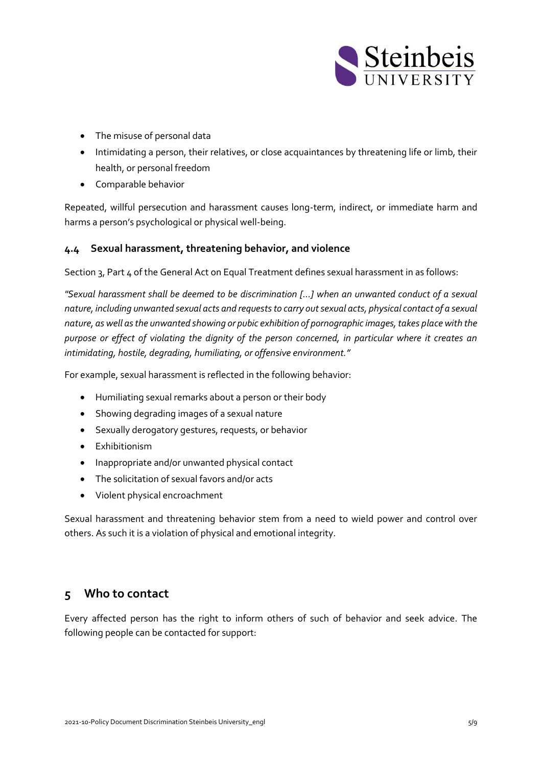- The misuse of personal data
- Intimidating a person, their relatives, or close acquaintances by threatening life or limb, their health, or personal freedom
- Comparable behavior

Repeated, willful persecution and harassment causes long-term, indirect, or immediate harm and harms a person's psychological or physical well-being.

### 4.4 Sexual harassment, threatening behavior, and violence

Section 3, Part 4 of the General Act on Equal Treatment defines sexual harassment in as follows:

*"Sexual harassment shall be deemed to be discrimination [...] when an unwanted conduct of a sexual nature, including unwanted sexual acts and requests to carry out sexual acts, physical contact of a sexual nature, as well as the unwanted showing or pubic exhibition of pornographic images, takes place with the purpose or effect of violating the dignity of the person concerned, in particular where it creates an intimidating, hostile, degrading, humiliating, or offensive environment."*

For example, sexual harassment is reflected in the following behavior:

- Humiliating sexual remarks about a person or their body
- Showing degrading images of a sexual nature
- Sexually derogatory gestures, requests, or behavior
- Exhibitionism
- Inappropriate and/or unwanted physical contact
- The solicitation of sexual favors and/or acts
- Violent physical encroachment

Sexual harassment and threatening behavior stem from a need to wield power and control over others. As such it is a violation of physical and emotional integrity.

## 5 Who to contact

Every affected person has the right to inform others of such of behavior and seek advice. The following people can be contacted for support: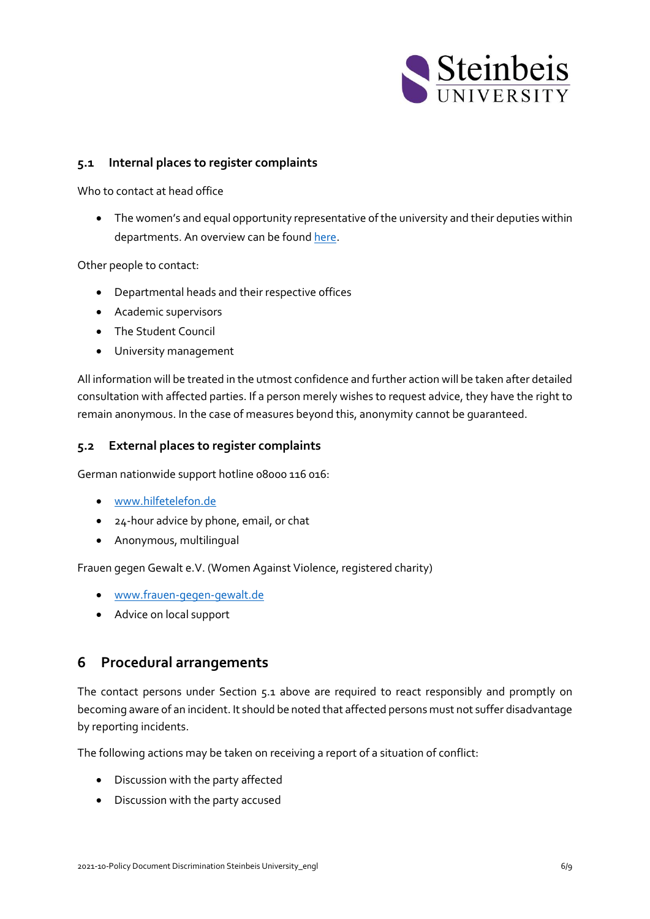### 5.1 Internal places to register complaints

Who to contact at head office

- The women's and equal opportunity representative of the university and their deputies within departments. An overview can be found here.

Other people to contact:

- Departmental heads and their respective offices
- Academic supervisors
- The Student Council
- University management

All information will be treated in the utmost confidence and further action will be taken after detailed consultation with affected parties. If a person merely wishes to request advice, they have the right to remain anonymous. In the case of measures beyond this, anonymity cannot be guaranteed.

### 5.2 External places to register complaints

German nationwide support hotline 08000 116 016:

- www.hilfetelefon.de
- 24-hour advice by phone, email, or chat
- Anonymous, multilingual

Frauen gegen Gewalt e.V. (Women Against Violence, registered charity)

- www.frauen-gegen-gewalt.de
- Advice on local support

## 6 Procedural arrangements

The contact persons under Section 5.1 above are required to react responsibly and promptly on becoming aware of an incident. It should be noted that affected persons must not suffer disadvantage by reporting incidents.

The following actions may be taken on receiving a report of a situation of conflict:

- Discussion with the party affected
- Discussion with the party accused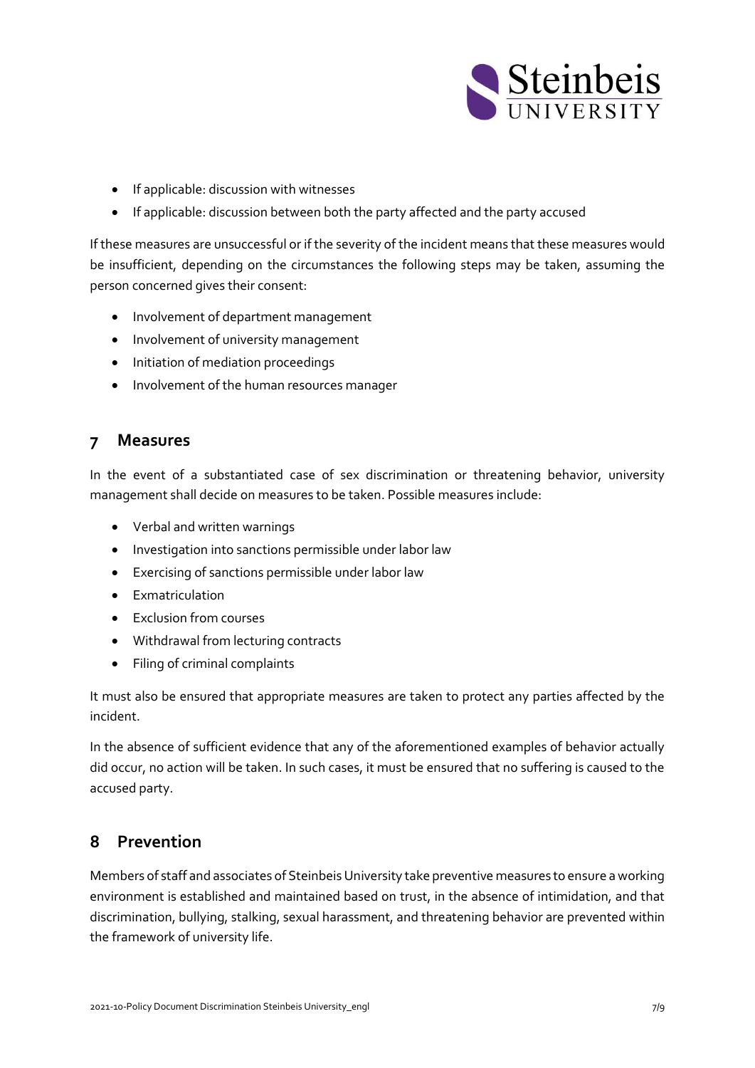- If applicable: discussion with witnesses
- If applicable: discussion between both the party affected and the party accused

If these measures are unsuccessful or if the severity of the incident means that these measures would be insufficient, depending on the circumstances the following steps may be taken, assuming the person concerned gives their consent:

- Involvement of department management
- Involvement of university management
- Initiation of mediation proceedings
- Involvement of the human resources manager

## 7 Measures

In the event of a substantiated case of sex discrimination or threatening behavior, university management shall decide on measures to be taken. Possible measures include:

- Verbal and written warnings
- Investigation into sanctions permissible under labor law
- Exercising of sanctions permissible under labor law
- Exmatriculation
- Exclusion from courses
- Withdrawal from lecturing contracts
- Filing of criminal complaints

It must also be ensured that appropriate measures are taken to protect any parties affected by the incident.

In the absence of sufficient evidence that any of the aforementioned examples of behavior actually did occur, no action will be taken. In such cases, it must be ensured that no suffering is caused to the accused party.

## 8 Prevention

Members of staff and associates of Steinbeis University take preventive measures to ensure a working environment is established and maintained based on trust, in the absence of intimidation, and that discrimination, bullying, stalking, sexual harassment, and threatening behavior are prevented within the framework of university life.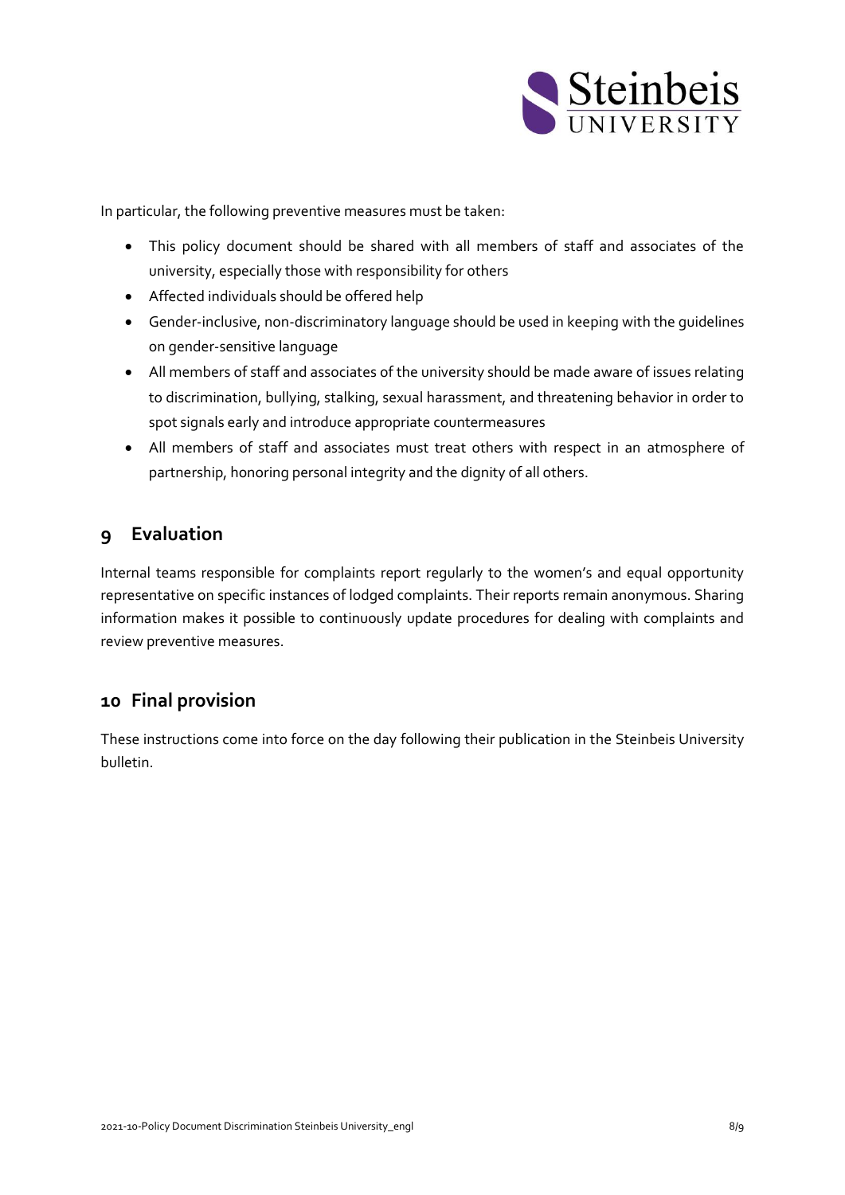In particular, the following preventive measures must be taken:

- This policy document should be shared with all members of staff and associates of the university, especially those with responsibility for others
- Affected individuals should be offered help
- Gender-inclusive, non-discriminatory language should be used in keeping with the guidelines on gender-sensitive language
- All members of staff and associates of the university should be made aware of issues relating to discrimination, bullying, stalking, sexual harassment, and threatening behavior in order to spot signals early and introduce appropriate countermeasures
- All members of staff and associates must treat others with respect in an atmosphere of partnership, honoring personal integrity and the dignity of all others.

## 9 Evaluation

Internal teams responsible for complaints report regularly to the women's and equal opportunity representative on specific instances of lodged complaints. Their reports remain anonymous. Sharing information makes it possible to continuously update procedures for dealing with complaints and review preventive measures.

## 10 Final provision

These instructions come into force on the day following their publication in the Steinbeis University bulletin.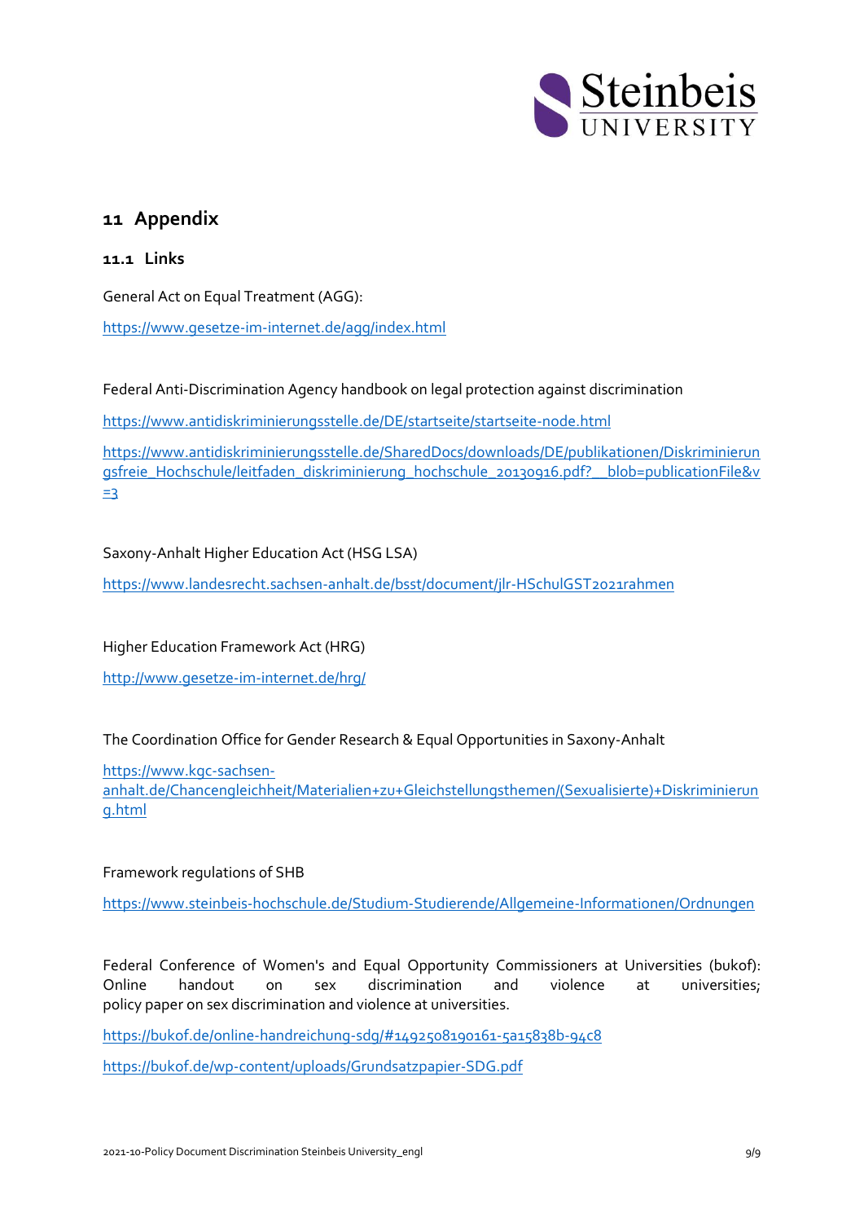## 11 Appendix

### 11.1 Links

General Act on Equal Treatment (AGG):

https://www.gesetze-im-internet.de/agg/index.html

Federal Anti-Discrimination Agency handbook on legal protection against discrimination

https://www.antidiskriminierungsstelle.de/DE/startseite/startseite-node.html

https://www.antidiskriminierungsstelle.de/SharedDocs/downloads/DE/publikationen/Diskriminierungsfreie_Hochschule/leitfaden_diskriminierung_hochschule_20130916.pdf?__blob=publicationFile&v=3

Saxony-Anhalt Higher Education Act (HSG LSA)

https://www.landesrecht.sachsen-anhalt.de/bsst/document/jlr-HSchulGST2021rahmen

Higher Education Framework Act (HRG)

http://www.gesetze-im-internet.de/hrg/

The Coordination Office for Gender Research & Equal Opportunities in Saxony-Anhalt

https://www.kgc-sachsen-anhalt.de/Chancengleichheit/Materialien+zu+Gleichstellungsthemen/(Sexualisierte)+Diskriminierung.html

Framework regulations of SHB

https://www.steinbeis-hochschule.de/Studium-Studierende/Allgemeine-Informationen/Ordnungen

Federal Conference of Women's and Equal Opportunity Commissioners at Universities (bukof): Online handout on sex discrimination and violence at universities; policy paper on sex discrimination and violence at universities.

https://bukof.de/online-handreichung-sdg/#1492508190161-5a15838b-94c8

https://bukof.de/wp-content/uploads/Grundsatzpapier-SDG.pdf